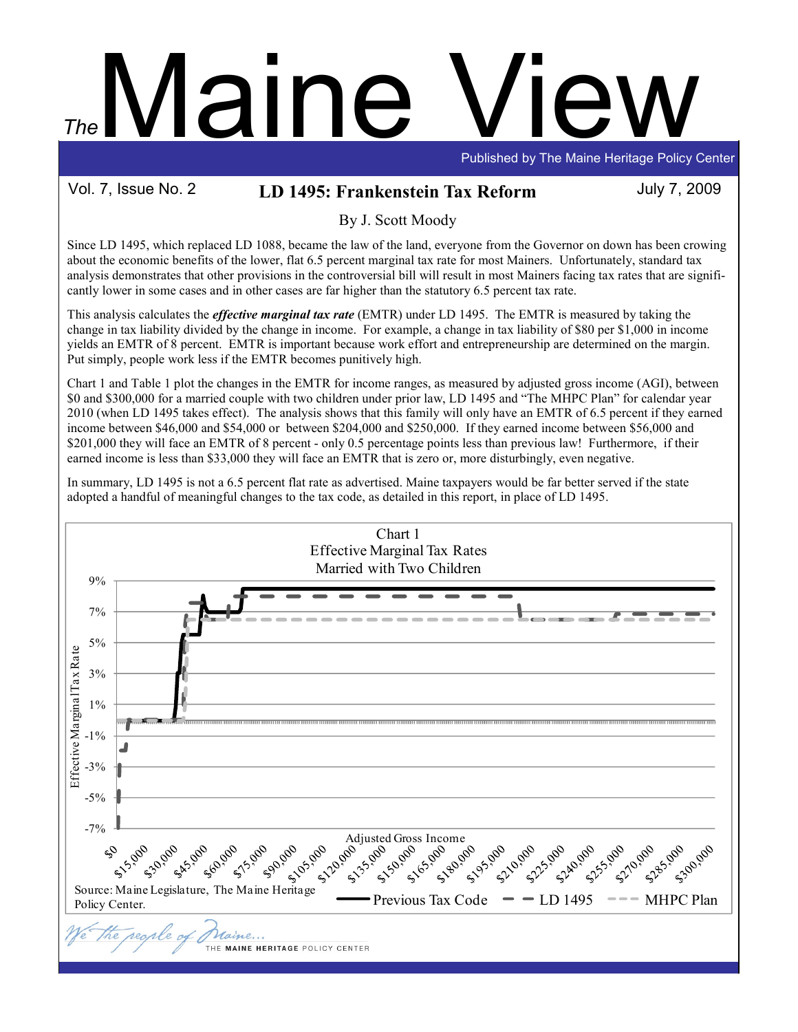# The Maine View

Published by The Maine Heritage Policy Center

Vol. 7, Issue No. 2 | July 7, 2009

## LD 1495: Frankenstein Tax Reform

By J. Scott Moody

Since LD 1495, which replaced LD 1088, became the law of the land, everyone from the Governor on down has been crowing about the economic benefits of the lower, flat 6.5 percent marginal tax rate for most Mainers. Unfortunately, standard tax analysis demonstrates that other provisions in the controversial bill will result in most Mainers facing tax rates that are significantly lower in some cases and in other cases are far higher than the statutory 6.5 percent tax rate.

This analysis calculates the ***effective marginal tax rate*** (EMTR) under LD 1495. The EMTR is measured by taking the change in tax liability divided by the change in income. For example, a change in tax liability of $80 per $1,000 in income yields an EMTR of 8 percent. EMTR is important because work effort and entrepreneurship are determined on the margin. Put simply, people work less if the EMTR becomes punitively high.

Chart 1 and Table 1 plot the changes in the EMTR for income ranges, as measured by adjusted gross income (AGI), between $0 and $300,000 for a married couple with two children under prior law, LD 1495 and "The MHPC Plan" for calendar year 2010 (when LD 1495 takes effect). The analysis shows that this family will only have an EMTR of 6.5 percent if they earned income between $46,000 and $54,000 or between $204,000 and $250,000. If they earned income between $56,000 and $201,000 they will face an EMTR of 8 percent - only 0.5 percentage points less than previous law! Furthermore, if their earned income is less than $33,000 they will face an EMTR that is zero or, more disturbingly, even negative.

In summary, LD 1495 is not a 6.5 percent flat rate as advertised. Maine taxpayers would be far better served if the state adopted a handful of meaningful changes to the tax code, as detailed in this report, in place of LD 1495.

Chart 1
Effective Marginal Tax Rates
Married with Two Children

Source: Maine Legislature, The Maine Heritage Policy Center.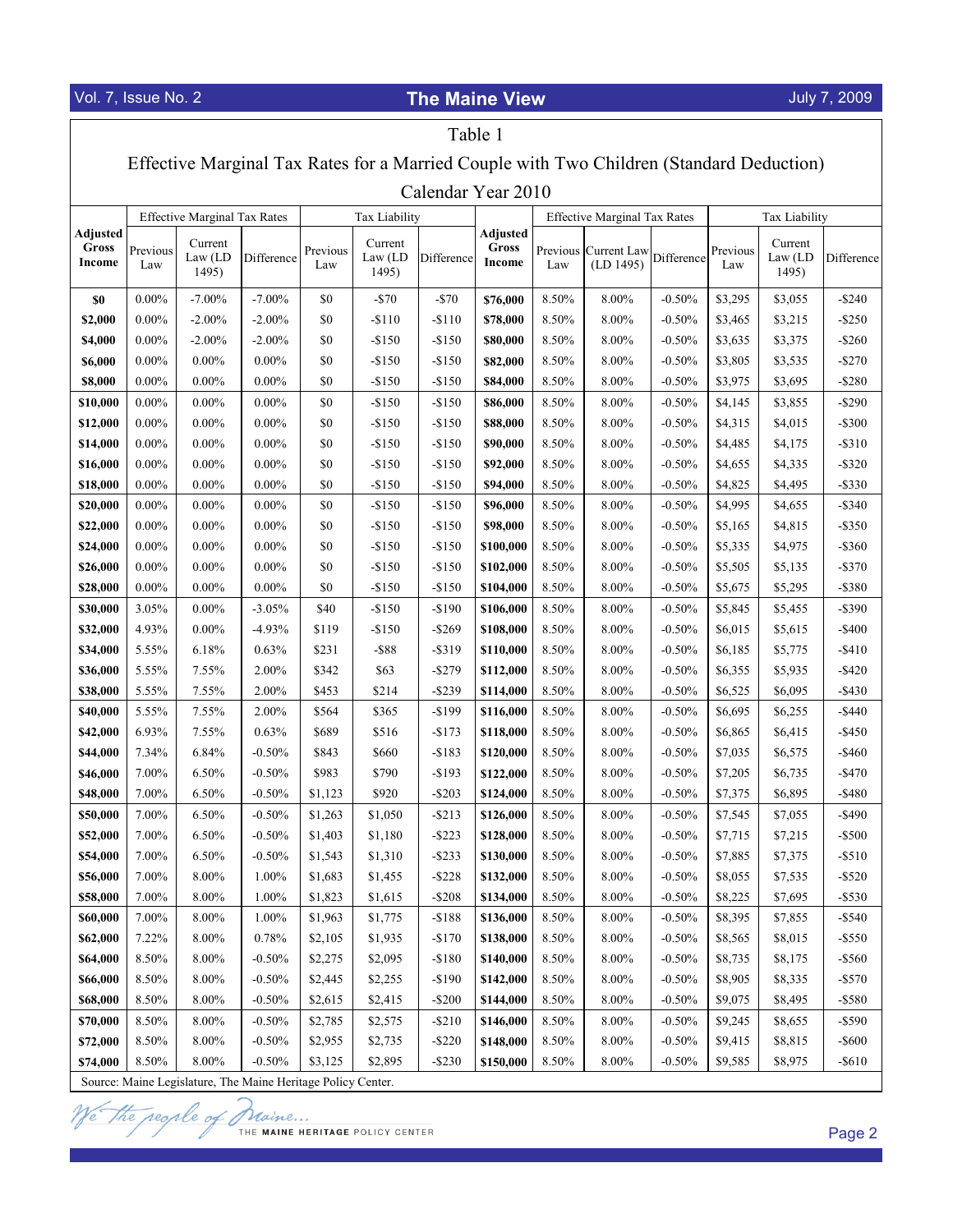Table 1

Effective Marginal Tax Rates for a Married Couple with Two Children (Standard Deduction)

Calendar Year 2010

| Adjusted Gross Income | Effective Marginal Tax Rates | | | Tax Liability | | | Adjusted Gross Income | Effective Marginal Tax Rates | | | Tax Liability | | |
|---|---|---|---|---|---|---|---|---|---|---|---|---|---|
| | Previous Law | Current Law (LD 1495) | Difference | Previous Law | Current Law (LD 1495) | Difference | | Previous Law | Current Law (LD 1495) | Difference | Previous Law | Current Law (LD 1495) | Difference |
| **$0** | 0.00% | -7.00% | -7.00% | $0 | -$70 | -$70 | **$76,000** | 8.50% | 8.00% | -0.50% | $3,295 | $3,055 | -$240 |
| **$2,000** | 0.00% | -2.00% | -2.00% | $0 | -$110 | -$110 | **$78,000** | 8.50% | 8.00% | -0.50% | $3,465 | $3,215 | -$250 |
| **$4,000** | 0.00% | -2.00% | -2.00% | $0 | -$150 | -$150 | **$80,000** | 8.50% | 8.00% | -0.50% | $3,635 | $3,375 | -$260 |
| **$6,000** | 0.00% | 0.00% | 0.00% | $0 | -$150 | -$150 | **$82,000** | 8.50% | 8.00% | -0.50% | $3,805 | $3,535 | -$270 |
| **$8,000** | 0.00% | 0.00% | 0.00% | $0 | -$150 | -$150 | **$84,000** | 8.50% | 8.00% | -0.50% | $3,975 | $3,695 | -$280 |
| **$10,000** | 0.00% | 0.00% | 0.00% | $0 | -$150 | -$150 | **$86,000** | 8.50% | 8.00% | -0.50% | $4,145 | $3,855 | -$290 |
| **$12,000** | 0.00% | 0.00% | 0.00% | $0 | -$150 | -$150 | **$88,000** | 8.50% | 8.00% | -0.50% | $4,315 | $4,015 | -$300 |
| **$14,000** | 0.00% | 0.00% | 0.00% | $0 | -$150 | -$150 | **$90,000** | 8.50% | 8.00% | -0.50% | $4,485 | $4,175 | -$310 |
| **$16,000** | 0.00% | 0.00% | 0.00% | $0 | -$150 | -$150 | **$92,000** | 8.50% | 8.00% | -0.50% | $4,655 | $4,335 | -$320 |
| **$18,000** | 0.00% | 0.00% | 0.00% | $0 | -$150 | -$150 | **$94,000** | 8.50% | 8.00% | -0.50% | $4,825 | $4,495 | -$330 |
| **$20,000** | 0.00% | 0.00% | 0.00% | $0 | -$150 | -$150 | **$96,000** | 8.50% | 8.00% | -0.50% | $4,995 | $4,655 | -$340 |
| **$22,000** | 0.00% | 0.00% | 0.00% | $0 | -$150 | -$150 | **$98,000** | 8.50% | 8.00% | -0.50% | $5,165 | $4,815 | -$350 |
| **$24,000** | 0.00% | 0.00% | 0.00% | $0 | -$150 | -$150 | **$100,000** | 8.50% | 8.00% | -0.50% | $5,335 | $4,975 | -$360 |
| **$26,000** | 0.00% | 0.00% | 0.00% | $0 | -$150 | -$150 | **$102,000** | 8.50% | 8.00% | -0.50% | $5,505 | $5,135 | -$370 |
| **$28,000** | 0.00% | 0.00% | 0.00% | $0 | -$150 | -$150 | **$104,000** | 8.50% | 8.00% | -0.50% | $5,675 | $5,295 | -$380 |
| **$30,000** | 3.05% | 0.00% | -3.05% | $40 | -$150 | -$190 | **$106,000** | 8.50% | 8.00% | -0.50% | $5,845 | $5,455 | -$390 |
| **$32,000** | 4.93% | 0.00% | -4.93% | $119 | -$150 | -$269 | **$108,000** | 8.50% | 8.00% | -0.50% | $6,015 | $5,615 | -$400 |
| **$34,000** | 5.55% | 6.18% | 0.63% | $231 | -$88 | -$319 | **$110,000** | 8.50% | 8.00% | -0.50% | $6,185 | $5,775 | -$410 |
| **$36,000** | 5.55% | 7.55% | 2.00% | $342 | $63 | -$279 | **$112,000** | 8.50% | 8.00% | -0.50% | $6,355 | $5,935 | -$420 |
| **$38,000** | 5.55% | 7.55% | 2.00% | $453 | $214 | -$239 | **$114,000** | 8.50% | 8.00% | -0.50% | $6,525 | $6,095 | -$430 |
| **$40,000** | 5.55% | 7.55% | 2.00% | $564 | $365 | -$199 | **$116,000** | 8.50% | 8.00% | -0.50% | $6,695 | $6,255 | -$440 |
| **$42,000** | 6.93% | 7.55% | 0.63% | $689 | $516 | -$173 | **$118,000** | 8.50% | 8.00% | -0.50% | $6,865 | $6,415 | -$450 |
| **$44,000** | 7.34% | 6.84% | -0.50% | $843 | $660 | -$183 | **$120,000** | 8.50% | 8.00% | -0.50% | $7,035 | $6,575 | -$460 |
| **$46,000** | 7.00% | 6.50% | -0.50% | $983 | $790 | -$193 | **$122,000** | 8.50% | 8.00% | -0.50% | $7,205 | $6,735 | -$470 |
| **$48,000** | 7.00% | 6.50% | -0.50% | $1,123 | $920 | -$203 | **$124,000** | 8.50% | 8.00% | -0.50% | $7,375 | $6,895 | -$480 |
| **$50,000** | 7.00% | 6.50% | -0.50% | $1,263 | $1,050 | -$213 | **$126,000** | 8.50% | 8.00% | -0.50% | $7,545 | $7,055 | -$490 |
| **$52,000** | 7.00% | 6.50% | -0.50% | $1,403 | $1,180 | -$223 | **$128,000** | 8.50% | 8.00% | -0.50% | $7,715 | $7,215 | -$500 |
| **$54,000** | 7.00% | 6.50% | -0.50% | $1,543 | $1,310 | -$233 | **$130,000** | 8.50% | 8.00% | -0.50% | $7,885 | $7,375 | -$510 |
| **$56,000** | 7.00% | 8.00% | 1.00% | $1,683 | $1,455 | -$228 | **$132,000** | 8.50% | 8.00% | -0.50% | $8,055 | $7,535 | -$520 |
| **$58,000** | 7.00% | 8.00% | 1.00% | $1,823 | $1,615 | -$208 | **$134,000** | 8.50% | 8.00% | -0.50% | $8,225 | $7,695 | -$530 |
| **$60,000** | 7.00% | 8.00% | 1.00% | $1,963 | $1,775 | -$188 | **$136,000** | 8.50% | 8.00% | -0.50% | $8,395 | $7,855 | -$540 |
| **$62,000** | 7.22% | 8.00% | 0.78% | $2,105 | $1,935 | -$170 | **$138,000** | 8.50% | 8.00% | -0.50% | $8,565 | $8,015 | -$550 |
| **$64,000** | 8.50% | 8.00% | -0.50% | $2,275 | $2,095 | -$180 | **$140,000** | 8.50% | 8.00% | -0.50% | $8,735 | $8,175 | -$560 |
| **$66,000** | 8.50% | 8.00% | -0.50% | $2,445 | $2,255 | -$190 | **$142,000** | 8.50% | 8.00% | -0.50% | $8,905 | $8,335 | -$570 |
| **$68,000** | 8.50% | 8.00% | -0.50% | $2,615 | $2,415 | -$200 | **$144,000** | 8.50% | 8.00% | -0.50% | $9,075 | $8,495 | -$580 |
| **$70,000** | 8.50% | 8.00% | -0.50% | $2,785 | $2,575 | -$210 | **$146,000** | 8.50% | 8.00% | -0.50% | $9,245 | $8,655 | -$590 |
| **$72,000** | 8.50% | 8.00% | -0.50% | $2,955 | $2,735 | -$220 | **$148,000** | 8.50% | 8.00% | -0.50% | $9,415 | $8,815 | -$600 |
| **$74,000** | 8.50% | 8.00% | -0.50% | $3,125 | $2,895 | -$230 | **$150,000** | 8.50% | 8.00% | -0.50% | $9,585 | $8,975 | -$610 |

Source: Maine Legislature, The Maine Heritage Policy Center.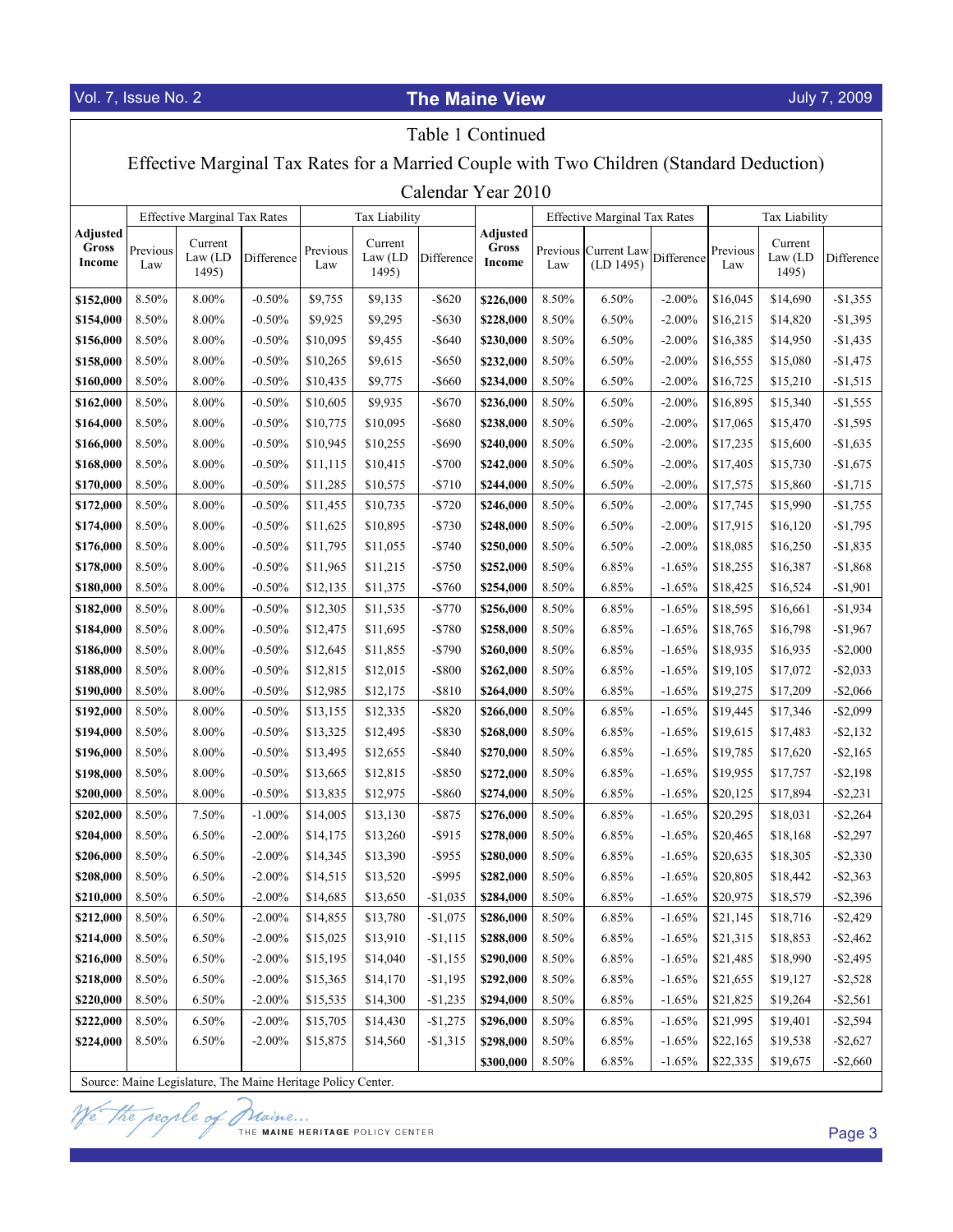## Table 1 Continued

### Effective Marginal Tax Rates for a Married Couple with Two Children (Standard Deduction)

### Calendar Year 2010

| Adjusted Gross Income | Effective Marginal Tax Rates | | | Tax Liability | | | Adjusted Gross Income | Effective Marginal Tax Rates | | | Tax Liability | | |
|---|---|---|---|---|---|---|---|---|---|---|---|---|---|
| | Previous Law | Current Law (LD 1495) | Difference | Previous Law | Current Law (LD 1495) | Difference | | Previous Law | Current Law (LD 1495) | Difference | Previous Law | Current Law (LD 1495) | Difference |
| **$152,000** | 8.50% | 8.00% | -0.50% | $9,755 | $9,135 | -$620 | **$226,000** | 8.50% | 6.50% | -2.00% | $16,045 | $14,690 | -$1,355 |
| **$154,000** | 8.50% | 8.00% | -0.50% | $9,925 | $9,295 | -$630 | **$228,000** | 8.50% | 6.50% | -2.00% | $16,215 | $14,820 | -$1,395 |
| **$156,000** | 8.50% | 8.00% | -0.50% | $10,095 | $9,455 | -$640 | **$230,000** | 8.50% | 6.50% | -2.00% | $16,385 | $14,950 | -$1,435 |
| **$158,000** | 8.50% | 8.00% | -0.50% | $10,265 | $9,615 | -$650 | **$232,000** | 8.50% | 6.50% | -2.00% | $16,555 | $15,080 | -$1,475 |
| **$160,000** | 8.50% | 8.00% | -0.50% | $10,435 | $9,775 | -$660 | **$234,000** | 8.50% | 6.50% | -2.00% | $16,725 | $15,210 | -$1,515 |
| **$162,000** | 8.50% | 8.00% | -0.50% | $10,605 | $9,935 | -$670 | **$236,000** | 8.50% | 6.50% | -2.00% | $16,895 | $15,340 | -$1,555 |
| **$164,000** | 8.50% | 8.00% | -0.50% | $10,775 | $10,095 | -$680 | **$238,000** | 8.50% | 6.50% | -2.00% | $17,065 | $15,470 | -$1,595 |
| **$166,000** | 8.50% | 8.00% | -0.50% | $10,945 | $10,255 | -$690 | **$240,000** | 8.50% | 6.50% | -2.00% | $17,235 | $15,600 | -$1,635 |
| **$168,000** | 8.50% | 8.00% | -0.50% | $11,115 | $10,415 | -$700 | **$242,000** | 8.50% | 6.50% | -2.00% | $17,405 | $15,730 | -$1,675 |
| **$170,000** | 8.50% | 8.00% | -0.50% | $11,285 | $10,575 | -$710 | **$244,000** | 8.50% | 6.50% | -2.00% | $17,575 | $15,860 | -$1,715 |
| **$172,000** | 8.50% | 8.00% | -0.50% | $11,455 | $10,735 | -$720 | **$246,000** | 8.50% | 6.50% | -2.00% | $17,745 | $15,990 | -$1,755 |
| **$174,000** | 8.50% | 8.00% | -0.50% | $11,625 | $10,895 | -$730 | **$248,000** | 8.50% | 6.50% | -2.00% | $17,915 | $16,120 | -$1,795 |
| **$176,000** | 8.50% | 8.00% | -0.50% | $11,795 | $11,055 | -$740 | **$250,000** | 8.50% | 6.50% | -2.00% | $18,085 | $16,250 | -$1,835 |
| **$178,000** | 8.50% | 8.00% | -0.50% | $11,965 | $11,215 | -$750 | **$252,000** | 8.50% | 6.85% | -1.65% | $18,255 | $16,387 | -$1,868 |
| **$180,000** | 8.50% | 8.00% | -0.50% | $12,135 | $11,375 | -$760 | **$254,000** | 8.50% | 6.85% | -1.65% | $18,425 | $16,524 | -$1,901 |
| **$182,000** | 8.50% | 8.00% | -0.50% | $12,305 | $11,535 | -$770 | **$256,000** | 8.50% | 6.85% | -1.65% | $18,595 | $16,661 | -$1,934 |
| **$184,000** | 8.50% | 8.00% | -0.50% | $12,475 | $11,695 | -$780 | **$258,000** | 8.50% | 6.85% | -1.65% | $18,765 | $16,798 | -$1,967 |
| **$186,000** | 8.50% | 8.00% | -0.50% | $12,645 | $11,855 | -$790 | **$260,000** | 8.50% | 6.85% | -1.65% | $18,935 | $16,935 | -$2,000 |
| **$188,000** | 8.50% | 8.00% | -0.50% | $12,815 | $12,015 | -$800 | **$262,000** | 8.50% | 6.85% | -1.65% | $19,105 | $17,072 | -$2,033 |
| **$190,000** | 8.50% | 8.00% | -0.50% | $12,985 | $12,175 | -$810 | **$264,000** | 8.50% | 6.85% | -1.65% | $19,275 | $17,209 | -$2,066 |
| **$192,000** | 8.50% | 8.00% | -0.50% | $13,155 | $12,335 | -$820 | **$266,000** | 8.50% | 6.85% | -1.65% | $19,445 | $17,346 | -$2,099 |
| **$194,000** | 8.50% | 8.00% | -0.50% | $13,325 | $12,495 | -$830 | **$268,000** | 8.50% | 6.85% | -1.65% | $19,615 | $17,483 | -$2,132 |
| **$196,000** | 8.50% | 8.00% | -0.50% | $13,495 | $12,655 | -$840 | **$270,000** | 8.50% | 6.85% | -1.65% | $19,785 | $17,620 | -$2,165 |
| **$198,000** | 8.50% | 8.00% | -0.50% | $13,665 | $12,815 | -$850 | **$272,000** | 8.50% | 6.85% | -1.65% | $19,955 | $17,757 | -$2,198 |
| **$200,000** | 8.50% | 8.00% | -0.50% | $13,835 | $12,975 | -$860 | **$274,000** | 8.50% | 6.85% | -1.65% | $20,125 | $17,894 | -$2,231 |
| **$202,000** | 8.50% | 7.50% | -1.00% | $14,005 | $13,130 | -$875 | **$276,000** | 8.50% | 6.85% | -1.65% | $20,295 | $18,031 | -$2,264 |
| **$204,000** | 8.50% | 6.50% | -2.00% | $14,175 | $13,260 | -$915 | **$278,000** | 8.50% | 6.85% | -1.65% | $20,465 | $18,168 | -$2,297 |
| **$206,000** | 8.50% | 6.50% | -2.00% | $14,345 | $13,390 | -$955 | **$280,000** | 8.50% | 6.85% | -1.65% | $20,635 | $18,305 | -$2,330 |
| **$208,000** | 8.50% | 6.50% | -2.00% | $14,515 | $13,520 | -$995 | **$282,000** | 8.50% | 6.85% | -1.65% | $20,805 | $18,442 | -$2,363 |
| **$210,000** | 8.50% | 6.50% | -2.00% | $14,685 | $13,650 | -$1,035 | **$284,000** | 8.50% | 6.85% | -1.65% | $20,975 | $18,579 | -$2,396 |
| **$212,000** | 8.50% | 6.50% | -2.00% | $14,855 | $13,780 | -$1,075 | **$286,000** | 8.50% | 6.85% | -1.65% | $21,145 | $18,716 | -$2,429 |
| **$214,000** | 8.50% | 6.50% | -2.00% | $15,025 | $13,910 | -$1,115 | **$288,000** | 8.50% | 6.85% | -1.65% | $21,315 | $18,853 | -$2,462 |
| **$216,000** | 8.50% | 6.50% | -2.00% | $15,195 | $14,040 | -$1,155 | **$290,000** | 8.50% | 6.85% | -1.65% | $21,485 | $18,990 | -$2,495 |
| **$218,000** | 8.50% | 6.50% | -2.00% | $15,365 | $14,170 | -$1,195 | **$292,000** | 8.50% | 6.85% | -1.65% | $21,655 | $19,127 | -$2,528 |
| **$220,000** | 8.50% | 6.50% | -2.00% | $15,535 | $14,300 | -$1,235 | **$294,000** | 8.50% | 6.85% | -1.65% | $21,825 | $19,264 | -$2,561 |
| **$222,000** | 8.50% | 6.50% | -2.00% | $15,705 | $14,430 | -$1,275 | **$296,000** | 8.50% | 6.85% | -1.65% | $21,995 | $19,401 | -$2,594 |
| **$224,000** | 8.50% | 6.50% | -2.00% | $15,875 | $14,560 | -$1,315 | **$298,000** | 8.50% | 6.85% | -1.65% | $22,165 | $19,538 | -$2,627 |
| | | | | | | | **$300,000** | 8.50% | 6.85% | -1.65% | $22,335 | $19,675 | -$2,660 |

Source: Maine Legislature, The Maine Heritage Policy Center.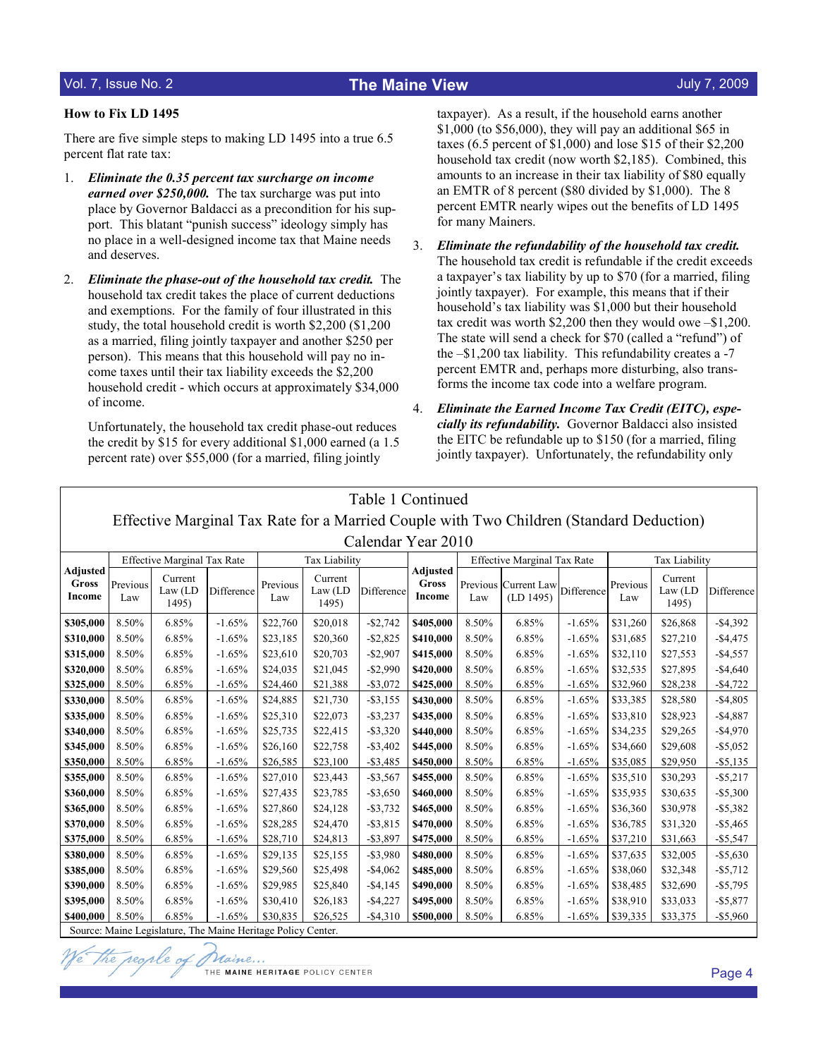### How to Fix LD 1495

There are five simple steps to making LD 1495 into a true 6.5 percent flat rate tax:

1. ***Eliminate the 0.35 percent tax surcharge on income earned over $250,000.*** The tax surcharge was put into place by Governor Baldacci as a precondition for his support. This blatant "punish success" ideology simply has no place in a well-designed income tax that Maine needs and deserves.

2. ***Eliminate the phase-out of the household tax credit.*** The household tax credit takes the place of current deductions and exemptions. For the family of four illustrated in this study, the total household credit is worth $2,200 ($1,200 as a married, filing jointly taxpayer and another $250 per person). This means that this household will pay no income taxes until their tax liability exceeds the $2,200 household credit - which occurs at approximately $34,000 of income.

   Unfortunately, the household tax credit phase-out reduces the credit by $15 for every additional $1,000 earned (a 1.5 percent rate) over $55,000 (for a married, filing jointly taxpayer). As a result, if the household earns another $1,000 (to $56,000), they will pay an additional $65 in taxes (6.5 percent of $1,000) and lose $15 of their $2,200 household tax credit (now worth $2,185). Combined, this amounts to an increase in their tax liability of $80 equally an EMTR of 8 percent ($80 divided by $1,000). The 8 percent EMTR nearly wipes out the benefits of LD 1495 for many Mainers.

3. ***Eliminate the refundability of the household tax credit.*** The household tax credit is refundable if the credit exceeds a taxpayer's tax liability by up to $70 (for a married, filing jointly taxpayer). For example, this means that if their household's tax liability was $1,000 but their household tax credit was worth $2,200 then they would owe –$1,200. The state will send a check for $70 (called a "refund") of the –$1,200 tax liability. This refundability creates a -7 percent EMTR and, perhaps more disturbing, also transforms the income tax code into a welfare program.

4. ***Eliminate the Earned Income Tax Credit (EITC), especially its refundability.*** Governor Baldacci also insisted the EITC be refundable up to $150 (for a married, filing jointly taxpayer). Unfortunately, the refundability only

Table 1 Continued

Effective Marginal Tax Rate for a Married Couple with Two Children (Standard Deduction)

Calendar Year 2010

| Adjusted Gross Income | Effective Marginal Tax Rate | | | Tax Liability | | | Adjusted Gross Income | Effective Marginal Tax Rate | | | Tax Liability | | |
|---|---|---|---|---|---|---|---|---|---|---|---|---|---|
| | Previous Law | Current Law (LD 1495) | Difference | Previous Law | Current Law (LD 1495) | Difference | | Previous Law | Current Law (LD 1495) | Difference | Previous Law | Current Law (LD 1495) | Difference |
| **$305,000** | 8.50% | 6.85% | -1.65% | $22,760 | $20,018 | -$2,742 | **$405,000** | 8.50% | 6.85% | -1.65% | $31,260 | $26,868 | -$4,392 |
| **$310,000** | 8.50% | 6.85% | -1.65% | $23,185 | $20,360 | -$2,825 | **$410,000** | 8.50% | 6.85% | -1.65% | $31,685 | $27,210 | -$4,475 |
| **$315,000** | 8.50% | 6.85% | -1.65% | $23,610 | $20,703 | -$2,907 | **$415,000** | 8.50% | 6.85% | -1.65% | $32,110 | $27,553 | -$4,557 |
| **$320,000** | 8.50% | 6.85% | -1.65% | $24,035 | $21,045 | -$2,990 | **$420,000** | 8.50% | 6.85% | -1.65% | $32,535 | $27,895 | -$4,640 |
| **$325,000** | 8.50% | 6.85% | -1.65% | $24,460 | $21,388 | -$3,072 | **$425,000** | 8.50% | 6.85% | -1.65% | $32,960 | $28,238 | -$4,722 |
| **$330,000** | 8.50% | 6.85% | -1.65% | $24,885 | $21,730 | -$3,155 | **$430,000** | 8.50% | 6.85% | -1.65% | $33,385 | $28,580 | -$4,805 |
| **$335,000** | 8.50% | 6.85% | -1.65% | $25,310 | $22,073 | -$3,237 | **$435,000** | 8.50% | 6.85% | -1.65% | $33,810 | $28,923 | -$4,887 |
| **$340,000** | 8.50% | 6.85% | -1.65% | $25,735 | $22,415 | -$3,320 | **$440,000** | 8.50% | 6.85% | -1.65% | $34,235 | $29,265 | -$4,970 |
| **$345,000** | 8.50% | 6.85% | -1.65% | $26,160 | $22,758 | -$3,402 | **$445,000** | 8.50% | 6.85% | -1.65% | $34,660 | $29,608 | -$5,052 |
| **$350,000** | 8.50% | 6.85% | -1.65% | $26,585 | $23,100 | -$3,485 | **$450,000** | 8.50% | 6.85% | -1.65% | $35,085 | $29,950 | -$5,135 |
| **$355,000** | 8.50% | 6.85% | -1.65% | $27,010 | $23,443 | -$3,567 | **$455,000** | 8.50% | 6.85% | -1.65% | $35,510 | $30,293 | -$5,217 |
| **$360,000** | 8.50% | 6.85% | -1.65% | $27,435 | $23,785 | -$3,650 | **$460,000** | 8.50% | 6.85% | -1.65% | $35,935 | $30,635 | -$5,300 |
| **$365,000** | 8.50% | 6.85% | -1.65% | $27,860 | $24,128 | -$3,732 | **$465,000** | 8.50% | 6.85% | -1.65% | $36,360 | $30,978 | -$5,382 |
| **$370,000** | 8.50% | 6.85% | -1.65% | $28,285 | $24,470 | -$3,815 | **$470,000** | 8.50% | 6.85% | -1.65% | $36,785 | $31,320 | -$5,465 |
| **$375,000** | 8.50% | 6.85% | -1.65% | $28,710 | $24,813 | -$3,897 | **$475,000** | 8.50% | 6.85% | -1.65% | $37,210 | $31,663 | -$5,547 |
| **$380,000** | 8.50% | 6.85% | -1.65% | $29,135 | $25,155 | -$3,980 | **$480,000** | 8.50% | 6.85% | -1.65% | $37,635 | $32,005 | -$5,630 |
| **$385,000** | 8.50% | 6.85% | -1.65% | $29,560 | $25,498 | -$4,062 | **$485,000** | 8.50% | 6.85% | -1.65% | $38,060 | $32,348 | -$5,712 |
| **$390,000** | 8.50% | 6.85% | -1.65% | $29,985 | $25,840 | -$4,145 | **$490,000** | 8.50% | 6.85% | -1.65% | $38,485 | $32,690 | -$5,795 |
| **$395,000** | 8.50% | 6.85% | -1.65% | $30,410 | $26,183 | -$4,227 | **$495,000** | 8.50% | 6.85% | -1.65% | $38,910 | $33,033 | -$5,877 |
| **$400,000** | 8.50% | 6.85% | -1.65% | $30,835 | $26,525 | -$4,310 | **$500,000** | 8.50% | 6.85% | -1.65% | $39,335 | $33,375 | -$5,960 |

Source: Maine Legislature, The Maine Heritage Policy Center.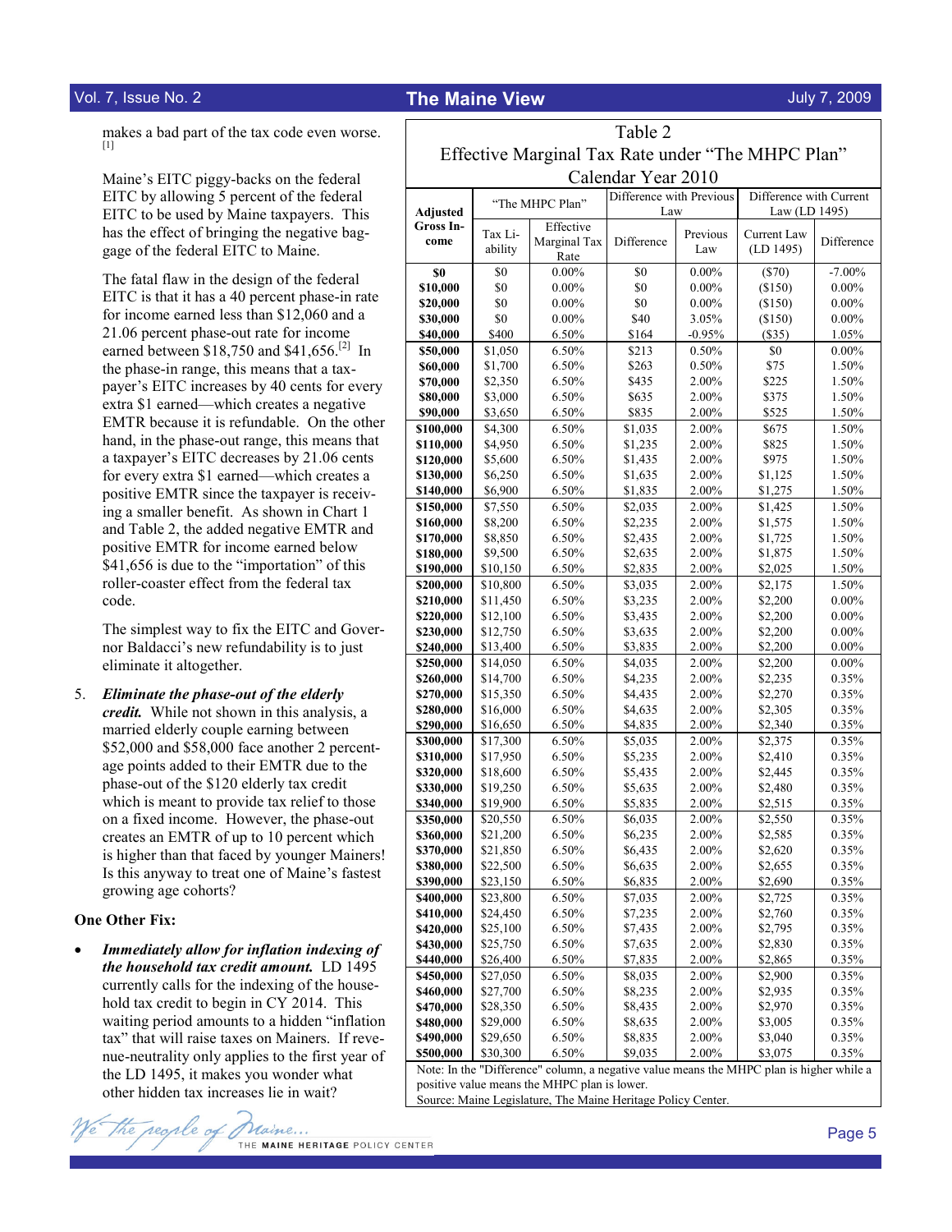makes a bad part of the tax code even worse.[1]

Maine's EITC piggy-backs on the federal EITC by allowing 5 percent of the federal EITC to be used by Maine taxpayers. This has the effect of bringing the negative baggage of the federal EITC to Maine.

The fatal flaw in the design of the federal EITC is that it has a 40 percent phase-in rate for income earned less than $12,060 and a 21.06 percent phase-out rate for income earned between $18,750 and $41,656.[2] In the phase-in range, this means that a taxpayer's EITC increases by 40 cents for every extra $1 earned—which creates a negative EMTR because it is refundable. On the other hand, in the phase-out range, this means that a taxpayer's EITC decreases by 21.06 cents for every extra $1 earned—which creates a positive EMTR since the taxpayer is receiving a smaller benefit. As shown in Chart 1 and Table 2, the added negative EMTR and positive EMTR for income earned below $41,656 is due to the "importation" of this roller-coaster effect from the federal tax code.

The simplest way to fix the EITC and Governor Baldacci's new refundability is to just eliminate it altogether.

5. ***Eliminate the phase-out of the elderly credit.*** While not shown in this analysis, a married elderly couple earning between $52,000 and $58,000 face another 2 percentage points added to their EMTR due to the phase-out of the $120 elderly tax credit which is meant to provide tax relief to those on a fixed income. However, the phase-out creates an EMTR of up to 10 percent which is higher than that faced by younger Mainers! Is this anyway to treat one of Maine's fastest growing age cohorts?

**One Other Fix:**

- ***Immediately allow for inflation indexing of the household tax credit amount.*** LD 1495 currently calls for the indexing of the household tax credit to begin in CY 2014. This waiting period amounts to a hidden "inflation tax" that will raise taxes on Mainers. If revenue-neutrality only applies to the first year of the LD 1495, it makes you wonder what other hidden tax increases lie in wait?

Table 2
Effective Marginal Tax Rate under "The MHPC Plan"
Calendar Year 2010

| Adjusted Gross Income | "The MHPC Plan" | | Difference with Previous Law | | Difference with Current Law (LD 1495) | |
|---|---|---|---|---|---|---|
| | Tax Liability | Effective Marginal Tax Rate | Difference | Previous Law | Current Law (LD 1495) | Difference |
| **$0** | $0 | 0.00% | $0 | 0.00% | ($70) | -7.00% |
| **$10,000** | $0 | 0.00% | $0 | 0.00% | ($150) | 0.00% |
| **$20,000** | $0 | 0.00% | $0 | 0.00% | ($150) | 0.00% |
| **$30,000** | $0 | 0.00% | $40 | 3.05% | ($150) | 0.00% |
| **$40,000** | $400 | 6.50% | $164 | -0.95% | ($35) | 1.05% |
| **$50,000** | $1,050 | 6.50% | $213 | 0.50% | $0 | 0.00% |
| **$60,000** | $1,700 | 6.50% | $263 | 0.50% | $75 | 1.50% |
| **$70,000** | $2,350 | 6.50% | $435 | 2.00% | $225 | 1.50% |
| **$80,000** | $3,000 | 6.50% | $635 | 2.00% | $375 | 1.50% |
| **$90,000** | $3,650 | 6.50% | $835 | 2.00% | $525 | 1.50% |
| **$100,000** | $4,300 | 6.50% | $1,035 | 2.00% | $675 | 1.50% |
| **$110,000** | $4,950 | 6.50% | $1,235 | 2.00% | $825 | 1.50% |
| **$120,000** | $5,600 | 6.50% | $1,435 | 2.00% | $975 | 1.50% |
| **$130,000** | $6,250 | 6.50% | $1,635 | 2.00% | $1,125 | 1.50% |
| **$140,000** | $6,900 | 6.50% | $1,835 | 2.00% | $1,275 | 1.50% |
| **$150,000** | $7,550 | 6.50% | $2,035 | 2.00% | $1,425 | 1.50% |
| **$160,000** | $8,200 | 6.50% | $2,235 | 2.00% | $1,575 | 1.50% |
| **$170,000** | $8,850 | 6.50% | $2,435 | 2.00% | $1,725 | 1.50% |
| **$180,000** | $9,500 | 6.50% | $2,635 | 2.00% | $1,875 | 1.50% |
| **$190,000** | $10,150 | 6.50% | $2,835 | 2.00% | $2,025 | 1.50% |
| **$200,000** | $10,800 | 6.50% | $3,035 | 2.00% | $2,175 | 1.50% |
| **$210,000** | $11,450 | 6.50% | $3,235 | 2.00% | $2,200 | 0.00% |
| **$220,000** | $12,100 | 6.50% | $3,435 | 2.00% | $2,200 | 0.00% |
| **$230,000** | $12,750 | 6.50% | $3,635 | 2.00% | $2,200 | 0.00% |
| **$240,000** | $13,400 | 6.50% | $3,835 | 2.00% | $2,200 | 0.00% |
| **$250,000** | $14,050 | 6.50% | $4,035 | 2.00% | $2,200 | 0.00% |
| **$260,000** | $14,700 | 6.50% | $4,235 | 2.00% | $2,235 | 0.35% |
| **$270,000** | $15,350 | 6.50% | $4,435 | 2.00% | $2,270 | 0.35% |
| **$280,000** | $16,000 | 6.50% | $4,635 | 2.00% | $2,305 | 0.35% |
| **$290,000** | $16,650 | 6.50% | $4,835 | 2.00% | $2,340 | 0.35% |
| **$300,000** | $17,300 | 6.50% | $5,035 | 2.00% | $2,375 | 0.35% |
| **$310,000** | $17,950 | 6.50% | $5,235 | 2.00% | $2,410 | 0.35% |
| **$320,000** | $18,600 | 6.50% | $5,435 | 2.00% | $2,445 | 0.35% |
| **$330,000** | $19,250 | 6.50% | $5,635 | 2.00% | $2,480 | 0.35% |
| **$340,000** | $19,900 | 6.50% | $5,835 | 2.00% | $2,515 | 0.35% |
| **$350,000** | $20,550 | 6.50% | $6,035 | 2.00% | $2,550 | 0.35% |
| **$360,000** | $21,200 | 6.50% | $6,235 | 2.00% | $2,585 | 0.35% |
| **$370,000** | $21,850 | 6.50% | $6,435 | 2.00% | $2,620 | 0.35% |
| **$380,000** | $22,500 | 6.50% | $6,635 | 2.00% | $2,655 | 0.35% |
| **$390,000** | $23,150 | 6.50% | $6,835 | 2.00% | $2,690 | 0.35% |
| **$400,000** | $23,800 | 6.50% | $7,035 | 2.00% | $2,725 | 0.35% |
| **$410,000** | $24,450 | 6.50% | $7,235 | 2.00% | $2,760 | 0.35% |
| **$420,000** | $25,100 | 6.50% | $7,435 | 2.00% | $2,795 | 0.35% |
| **$430,000** | $25,750 | 6.50% | $7,635 | 2.00% | $2,830 | 0.35% |
| **$440,000** | $26,400 | 6.50% | $7,835 | 2.00% | $2,865 | 0.35% |
| **$450,000** | $27,050 | 6.50% | $8,035 | 2.00% | $2,900 | 0.35% |
| **$460,000** | $27,700 | 6.50% | $8,235 | 2.00% | $2,935 | 0.35% |
| **$470,000** | $28,350 | 6.50% | $8,435 | 2.00% | $2,970 | 0.35% |
| **$480,000** | $29,000 | 6.50% | $8,635 | 2.00% | $3,005 | 0.35% |
| **$490,000** | $29,650 | 6.50% | $8,835 | 2.00% | $3,040 | 0.35% |
| **$500,000** | $30,300 | 6.50% | $9,035 | 2.00% | $3,075 | 0.35% |

Note: In the "Difference" column, a negative value means the MHPC plan is higher while a positive value means the MHPC plan is lower.
Source: Maine Legislature, The Maine Heritage Policy Center.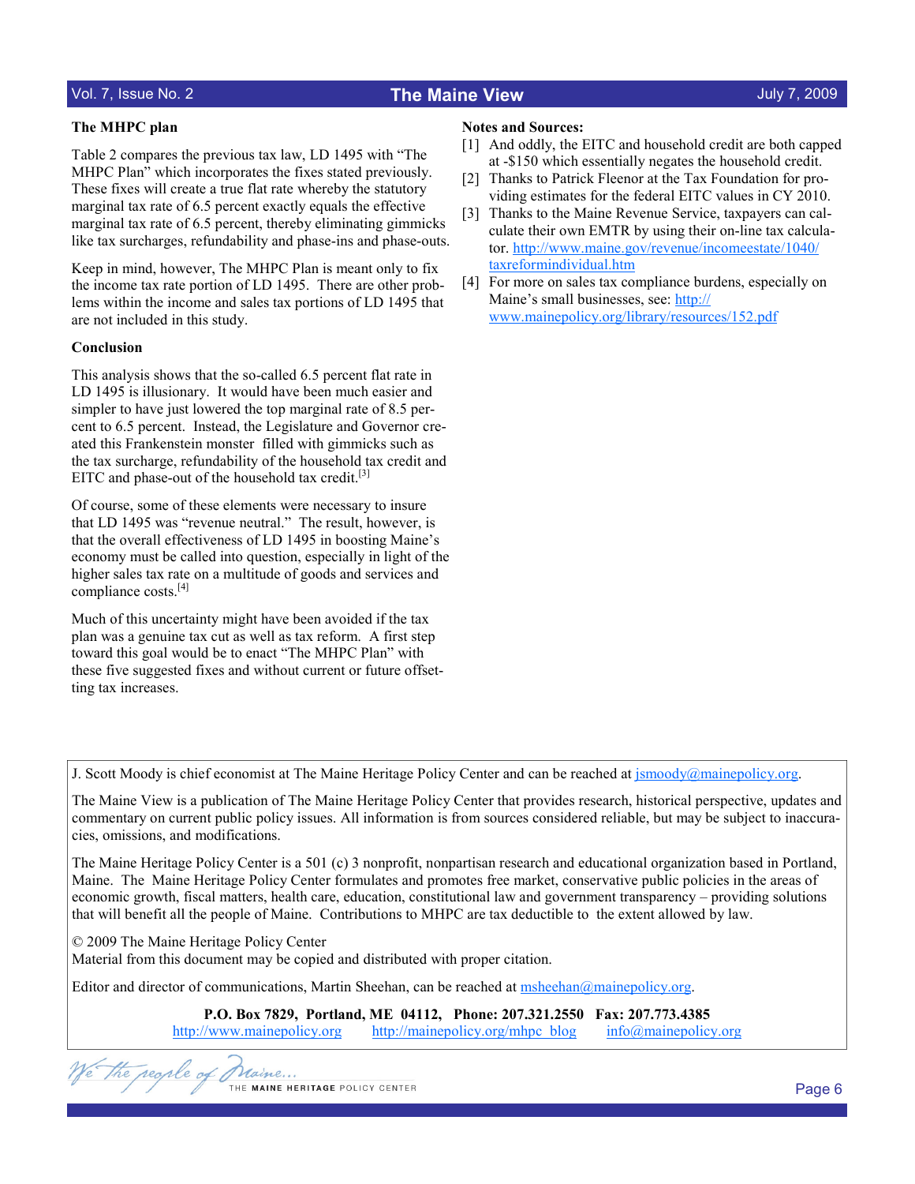### The MHPC plan

Table 2 compares the previous tax law, LD 1495 with "The MHPC Plan" which incorporates the fixes stated previously. These fixes will create a true flat rate whereby the statutory marginal tax rate of 6.5 percent exactly equals the effective marginal tax rate of 6.5 percent, thereby eliminating gimmicks like tax surcharges, refundability and phase-ins and phase-outs.

Keep in mind, however, The MHPC Plan is meant only to fix the income tax rate portion of LD 1495. There are other problems within the income and sales tax portions of LD 1495 that are not included in this study.

### Conclusion

This analysis shows that the so-called 6.5 percent flat rate in LD 1495 is illusionary. It would have been much easier and simpler to have just lowered the top marginal rate of 8.5 percent to 6.5 percent. Instead, the Legislature and Governor created this Frankenstein monster filled with gimmicks such as the tax surcharge, refundability of the household tax credit and EITC and phase-out of the household tax credit.[3]

Of course, some of these elements were necessary to insure that LD 1495 was "revenue neutral." The result, however, is that the overall effectiveness of LD 1495 in boosting Maine's economy must be called into question, especially in light of the higher sales tax rate on a multitude of goods and services and compliance costs.[4]

Much of this uncertainty might have been avoided if the tax plan was a genuine tax cut as well as tax reform. A first step toward this goal would be to enact "The MHPC Plan" with these five suggested fixes and without current or future offsetting tax increases.

**Notes and Sources:**

[1] And oddly, the EITC and household credit are both capped at -$150 which essentially negates the household credit.

[2] Thanks to Patrick Fleenor at the Tax Foundation for providing estimates for the federal EITC values in CY 2010.

[3] Thanks to the Maine Revenue Service, taxpayers can calculate their own EMTR by using their on-line tax calculator. http://www.maine.gov/revenue/incomeestate/1040/taxreformindividual.htm

[4] For more on sales tax compliance burdens, especially on Maine's small businesses, see: http://www.mainepolicy.org/library/resources/152.pdf

---

J. Scott Moody is chief economist at The Maine Heritage Policy Center and can be reached at jsmoody@mainepolicy.org.

The Maine View is a publication of The Maine Heritage Policy Center that provides research, historical perspective, updates and commentary on current public policy issues. All information is from sources considered reliable, but may be subject to inaccuracies, omissions, and modifications.

The Maine Heritage Policy Center is a 501 (c) 3 nonprofit, nonpartisan research and educational organization based in Portland, Maine. The Maine Heritage Policy Center formulates and promotes free market, conservative public policies in the areas of economic growth, fiscal matters, health care, education, constitutional law and government transparency – providing solutions that will benefit all the people of Maine. Contributions to MHPC are tax deductible to the extent allowed by law.

© 2009 The Maine Heritage Policy Center
Material from this document may be copied and distributed with proper citation.

Editor and director of communications, Martin Sheehan, can be reached at msheehan@mainepolicy.org.

**P.O. Box 7829, Portland, ME 04112, Phone: 207.321.2550 Fax: 207.773.4385**
http://www.mainepolicy.org http://mainepolicy.org/mhpc_blog info@mainepolicy.org

We the people of Maine... THE MAINE HERITAGE POLICY CENTER